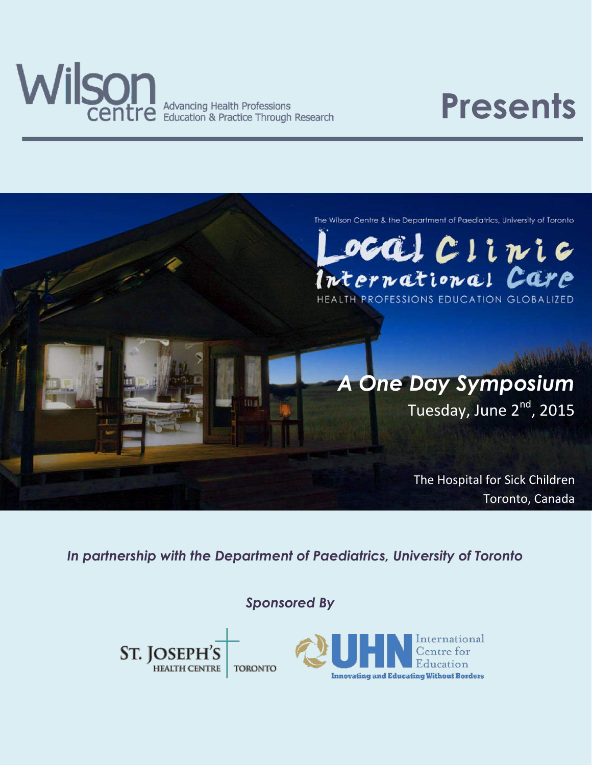**Wilson centre** Advancing Health Professions Education & Practice Through Research

# Presents

The Wilson Centre & the Department of Paediatrics, University of Toronto

# Local Clinic International Care

HEALTH PROFESSIONS EDUCATION GLOBALIZED

## *A One Day Symposium*

Tuesday, June 2nd, 2015

The Hospital for Sick Children
Toronto, Canada

***In partnership with the Department of Paediatrics, University of Toronto***

***Sponsored By***

ST. JOSEPH'S HEALTH CENTRE TORONTO

UHN International Centre for Education
Innovating and Educating Without Borders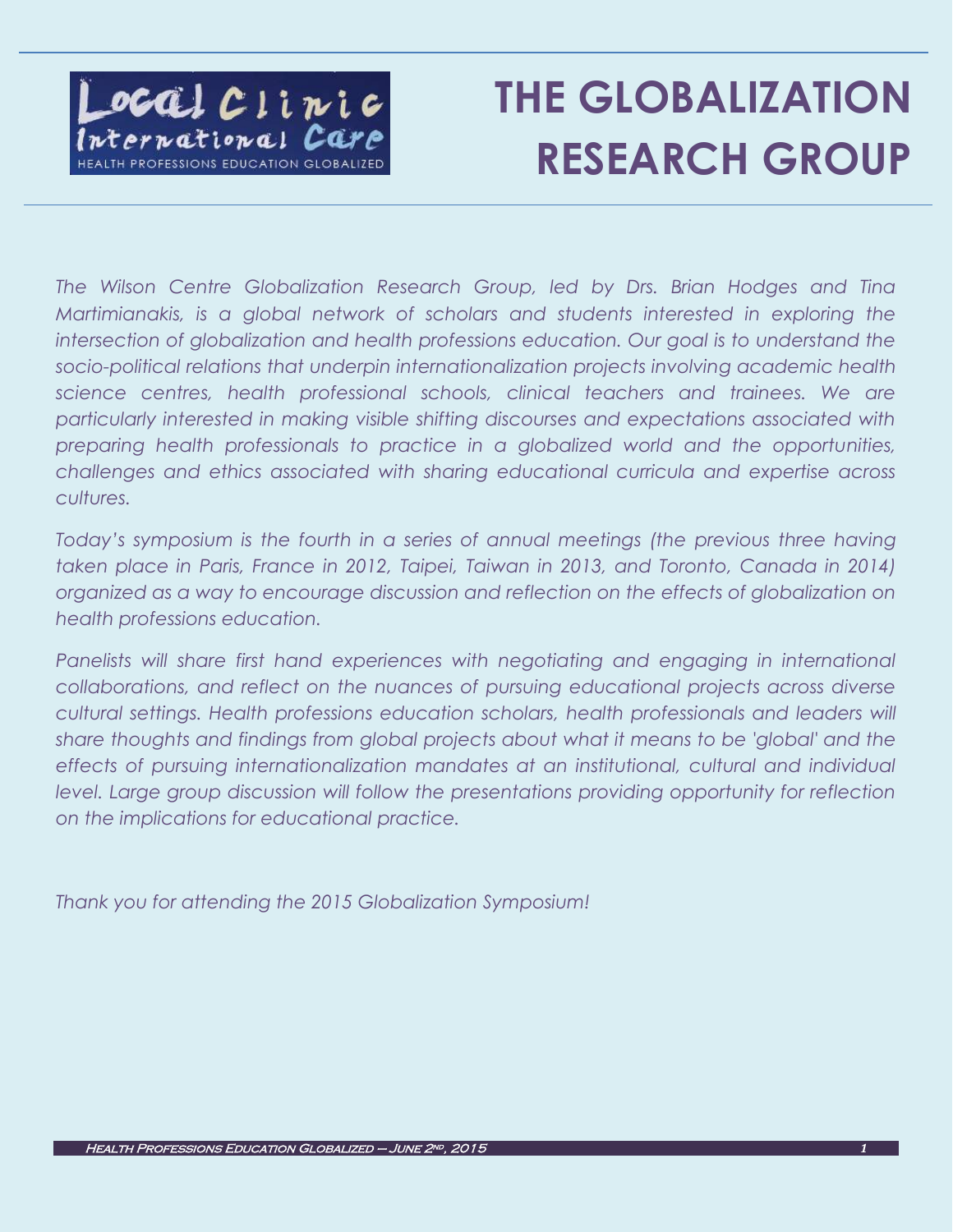# THE GLOBALIZATION RESEARCH GROUP

*The Wilson Centre Globalization Research Group, led by Drs. Brian Hodges and Tina Martimianakis, is a global network of scholars and students interested in exploring the intersection of globalization and health professions education. Our goal is to understand the socio-political relations that underpin internationalization projects involving academic health science centres, health professional schools, clinical teachers and trainees. We are particularly interested in making visible shifting discourses and expectations associated with preparing health professionals to practice in a globalized world and the opportunities, challenges and ethics associated with sharing educational curricula and expertise across cultures.*

*Today's symposium is the fourth in a series of annual meetings (the previous three having taken place in Paris, France in 2012, Taipei, Taiwan in 2013, and Toronto, Canada in 2014) organized as a way to encourage discussion and reflection on the effects of globalization on health professions education.*

*Panelists will share first hand experiences with negotiating and engaging in international collaborations, and reflect on the nuances of pursuing educational projects across diverse cultural settings. Health professions education scholars, health professionals and leaders will share thoughts and findings from global projects about what it means to be 'global' and the effects of pursuing internationalization mandates at an institutional, cultural and individual level. Large group discussion will follow the presentations providing opportunity for reflection on the implications for educational practice.*

*Thank you for attending the 2015 Globalization Symposium!*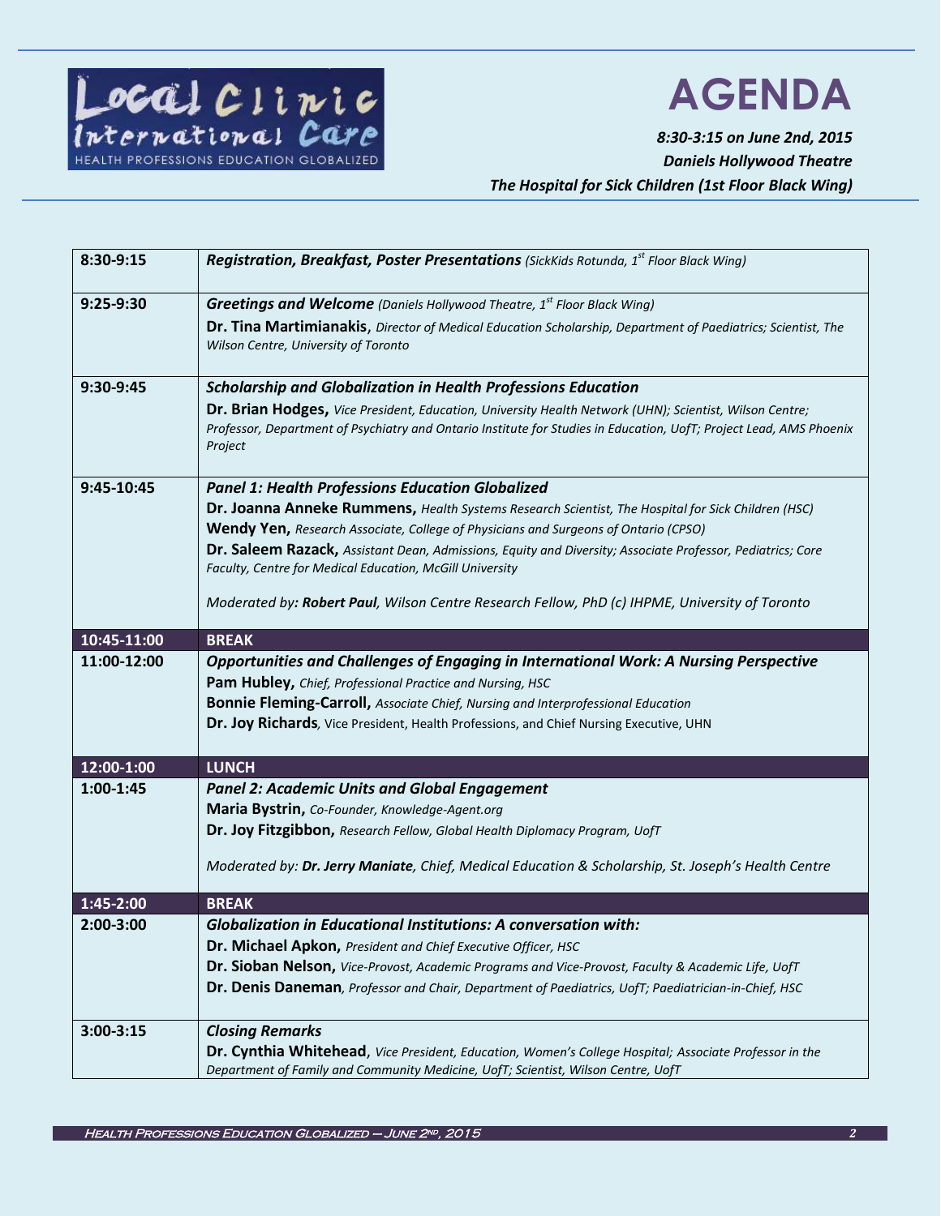Local Clinic International Care
HEALTH PROFESSIONS EDUCATION GLOBALIZED

# AGENDA

***8:30-3:15 on June 2nd, 2015***
***Daniels Hollywood Theatre***
***The Hospital for Sick Children (1st Floor Black Wing)***

| | |
|---|---|
| **8:30-9:15** | ***Registration, Breakfast, Poster Presentations*** *(SickKids Rotunda, 1st Floor Black Wing)* |
| **9:25-9:30** | ***Greetings and Welcome*** *(Daniels Hollywood Theatre, 1st Floor Black Wing)*<br>**Dr. Tina Martimianakis,** *Director of Medical Education Scholarship, Department of Paediatrics; Scientist, The Wilson Centre, University of Toronto* |
| **9:30-9:45** | ***Scholarship and Globalization in Health Professions Education***<br>**Dr. Brian Hodges,** *Vice President, Education, University Health Network (UHN); Scientist, Wilson Centre; Professor, Department of Psychiatry and Ontario Institute for Studies in Education, UofT; Project Lead, AMS Phoenix Project* |
| **9:45-10:45** | ***Panel 1: Health Professions Education Globalized***<br>**Dr. Joanna Anneke Rummens,** *Health Systems Research Scientist, The Hospital for Sick Children (HSC)*<br>**Wendy Yen,** *Research Associate, College of Physicians and Surgeons of Ontario (CPSO)*<br>**Dr. Saleem Razack,** *Assistant Dean, Admissions, Equity and Diversity; Associate Professor, Pediatrics; Core Faculty, Centre for Medical Education, McGill University*<br><br>*Moderated by:* ***Robert Paul****, Wilson Centre Research Fellow, PhD (c) IHPME, University of Toronto* |
| **10:45-11:00** | **BREAK** |
| **11:00-12:00** | ***Opportunities and Challenges of Engaging in International Work: A Nursing Perspective***<br>**Pam Hubley,** *Chief, Professional Practice and Nursing, HSC*<br>**Bonnie Fleming-Carroll,** *Associate Chief, Nursing and Interprofessional Education*<br>**Dr. Joy Richards***,* Vice President, Health Professions, and Chief Nursing Executive, UHN |
| **12:00-1:00** | **LUNCH** |
| **1:00-1:45** | ***Panel 2: Academic Units and Global Engagement***<br>**Maria Bystrin,** *Co-Founder, Knowledge-Agent.org*<br>**Dr. Joy Fitzgibbon,** *Research Fellow, Global Health Diplomacy Program, UofT*<br><br>*Moderated by:* ***Dr. Jerry Maniate****, Chief, Medical Education & Scholarship, St. Joseph's Health Centre* |
| **1:45-2:00** | **BREAK** |
| **2:00-3:00** | ***Globalization in Educational Institutions: A conversation with:***<br>**Dr. Michael Apkon,** *President and Chief Executive Officer, HSC*<br>**Dr. Sioban Nelson,** *Vice-Provost, Academic Programs and Vice-Provost, Faculty & Academic Life, UofT*<br>**Dr. Denis Daneman***, Professor and Chair, Department of Paediatrics, UofT; Paediatrician-in-Chief, HSC* |
| **3:00-3:15** | ***Closing Remarks***<br>**Dr. Cynthia Whitehead**, *Vice President, Education, Women's College Hospital; Associate Professor in the Department of Family and Community Medicine, UofT; Scientist, Wilson Centre, UofT* |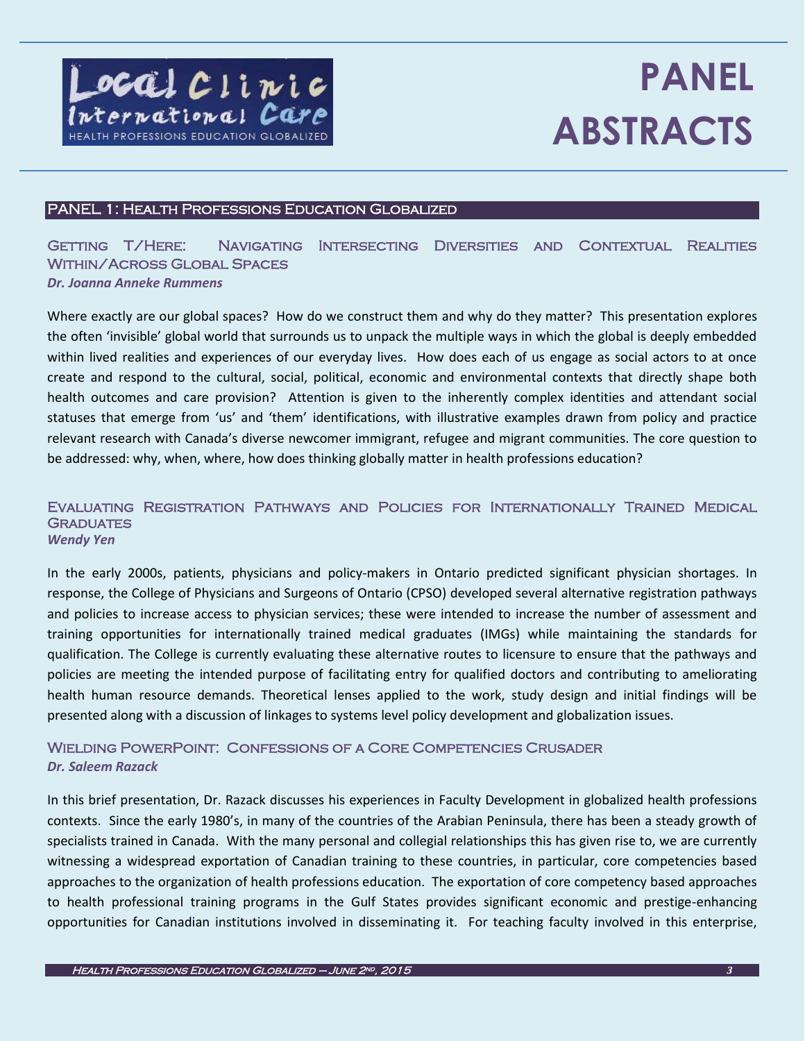Local Clinic International Care
HEALTH PROFESSIONS EDUCATION GLOBALIZED

# PANEL ABSTRACTS

## PANEL 1: Health Professions Education Globalized

### Getting T/Here: Navigating Intersecting Diversities and Contextual Realities Within/Across Global Spaces

***Dr. Joanna Anneke Rummens***

Where exactly are our global spaces? How do we construct them and why do they matter? This presentation explores the often 'invisible' global world that surrounds us to unpack the multiple ways in which the global is deeply embedded within lived realities and experiences of our everyday lives. How does each of us engage as social actors to at once create and respond to the cultural, social, political, economic and environmental contexts that directly shape both health outcomes and care provision? Attention is given to the inherently complex identities and attendant social statuses that emerge from 'us' and 'them' identifications, with illustrative examples drawn from policy and practice relevant research with Canada's diverse newcomer immigrant, refugee and migrant communities. The core question to be addressed: why, when, where, how does thinking globally matter in health professions education?

### Evaluating Registration Pathways and Policies for Internationally Trained Medical Graduates

***Wendy Yen***

In the early 2000s, patients, physicians and policy-makers in Ontario predicted significant physician shortages. In response, the College of Physicians and Surgeons of Ontario (CPSO) developed several alternative registration pathways and policies to increase access to physician services; these were intended to increase the number of assessment and training opportunities for internationally trained medical graduates (IMGs) while maintaining the standards for qualification. The College is currently evaluating these alternative routes to licensure to ensure that the pathways and policies are meeting the intended purpose of facilitating entry for qualified doctors and contributing to ameliorating health human resource demands. Theoretical lenses applied to the work, study design and initial findings will be presented along with a discussion of linkages to systems level policy development and globalization issues.

### Wielding PowerPoint: Confessions of a Core Competencies Crusader

***Dr. Saleem Razack***

In this brief presentation, Dr. Razack discusses his experiences in Faculty Development in globalized health professions contexts. Since the early 1980's, in many of the countries of the Arabian Peninsula, there has been a steady growth of specialists trained in Canada. With the many personal and collegial relationships this has given rise to, we are currently witnessing a widespread exportation of Canadian training to these countries, in particular, core competencies based approaches to the organization of health professions education. The exportation of core competency based approaches to health professional training programs in the Gulf States provides significant economic and prestige-enhancing opportunities for Canadian institutions involved in disseminating it. For teaching faculty involved in this enterprise,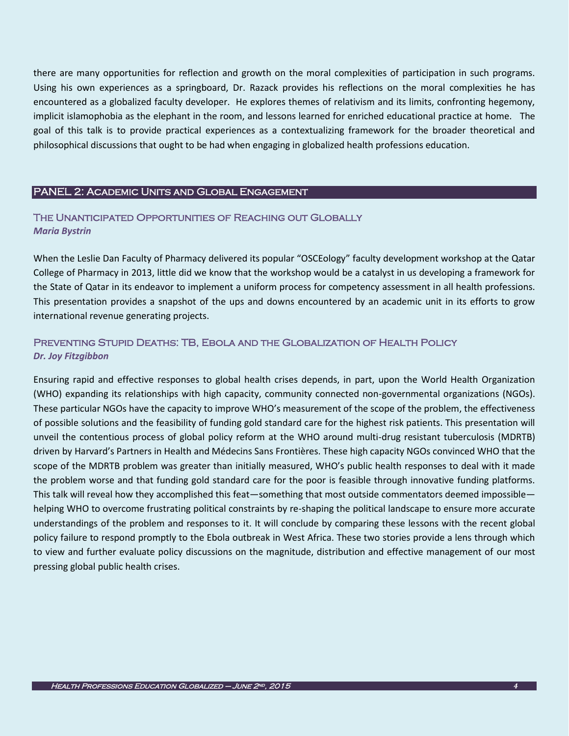there are many opportunities for reflection and growth on the moral complexities of participation in such programs. Using his own experiences as a springboard, Dr. Razack provides his reflections on the moral complexities he has encountered as a globalized faculty developer. He explores themes of relativism and its limits, confronting hegemony, implicit islamophobia as the elephant in the room, and lessons learned for enriched educational practice at home. The goal of this talk is to provide practical experiences as a contextualizing framework for the broader theoretical and philosophical discussions that ought to be had when engaging in globalized health professions education.

## PANEL 2: Academic Units and Global Engagement

### The Unanticipated Opportunities of Reaching out Globally

***Maria Bystrin***

When the Leslie Dan Faculty of Pharmacy delivered its popular "OSCEology" faculty development workshop at the Qatar College of Pharmacy in 2013, little did we know that the workshop would be a catalyst in us developing a framework for the State of Qatar in its endeavor to implement a uniform process for competency assessment in all health professions. This presentation provides a snapshot of the ups and downs encountered by an academic unit in its efforts to grow international revenue generating projects.

### Preventing Stupid Deaths: TB, Ebola and the Globalization of Health Policy

***Dr. Joy Fitzgibbon***

Ensuring rapid and effective responses to global health crises depends, in part, upon the World Health Organization (WHO) expanding its relationships with high capacity, community connected non-governmental organizations (NGOs). These particular NGOs have the capacity to improve WHO's measurement of the scope of the problem, the effectiveness of possible solutions and the feasibility of funding gold standard care for the highest risk patients. This presentation will unveil the contentious process of global policy reform at the WHO around multi-drug resistant tuberculosis (MDRTB) driven by Harvard's Partners in Health and Médecins Sans Frontières. These high capacity NGOs convinced WHO that the scope of the MDRTB problem was greater than initially measured, WHO's public health responses to deal with it made the problem worse and that funding gold standard care for the poor is feasible through innovative funding platforms. This talk will reveal how they accomplished this feat—something that most outside commentators deemed impossible—helping WHO to overcome frustrating political constraints by re-shaping the political landscape to ensure more accurate understandings of the problem and responses to it. It will conclude by comparing these lessons with the recent global policy failure to respond promptly to the Ebola outbreak in West Africa. These two stories provide a lens through which to view and further evaluate policy discussions on the magnitude, distribution and effective management of our most pressing global public health crises.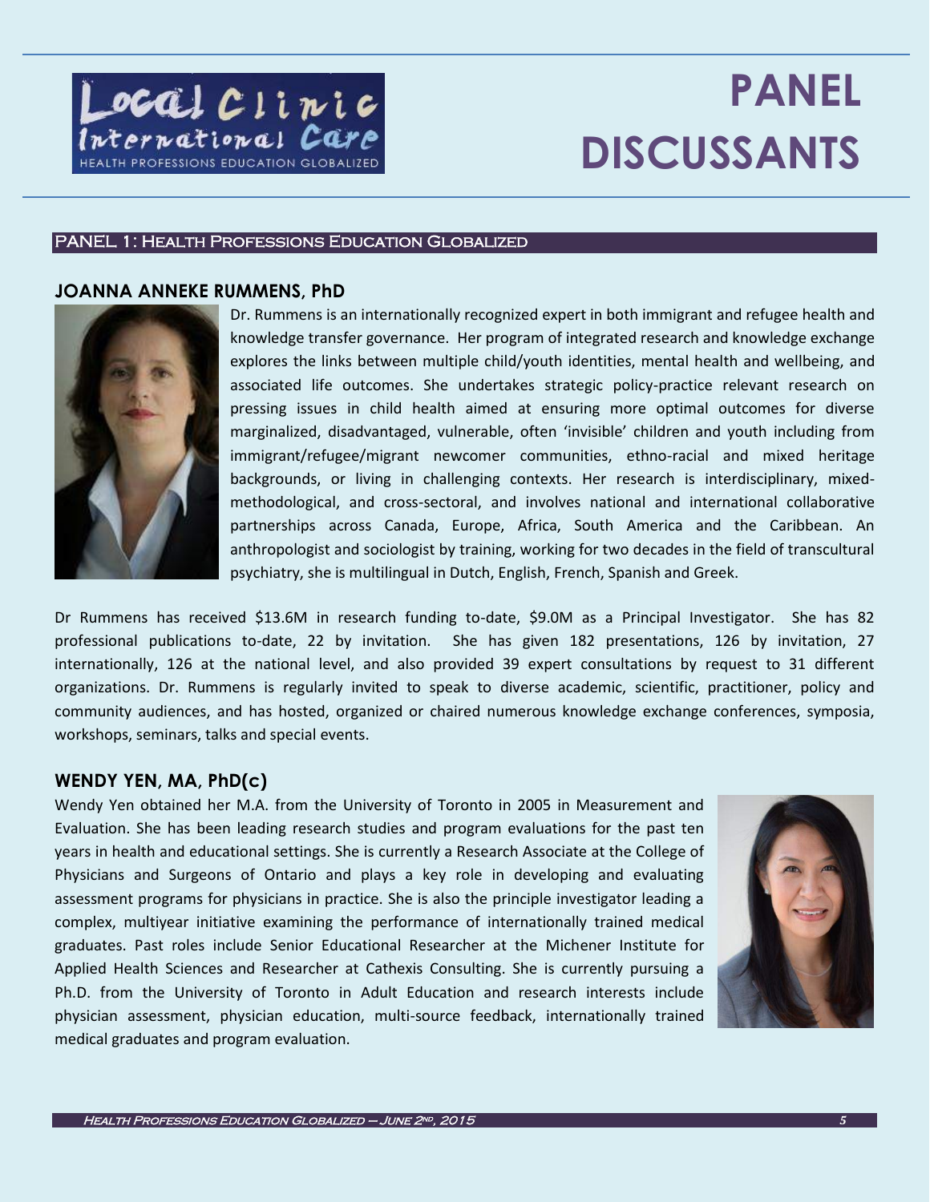# PANEL DISCUSSANTS

## PANEL 1: Health Professions Education Globalized

### JOANNA ANNEKE RUMMENS, PhD

Dr. Rummens is an internationally recognized expert in both immigrant and refugee health and knowledge transfer governance. Her program of integrated research and knowledge exchange explores the links between multiple child/youth identities, mental health and wellbeing, and associated life outcomes. She undertakes strategic policy-practice relevant research on pressing issues in child health aimed at ensuring more optimal outcomes for diverse marginalized, disadvantaged, vulnerable, often 'invisible' children and youth including from immigrant/refugee/migrant newcomer communities, ethno-racial and mixed heritage backgrounds, or living in challenging contexts. Her research is interdisciplinary, mixed-methodological, and cross-sectoral, and involves national and international collaborative partnerships across Canada, Europe, Africa, South America and the Caribbean. An anthropologist and sociologist by training, working for two decades in the field of transcultural psychiatry, she is multilingual in Dutch, English, French, Spanish and Greek.

Dr Rummens has received $13.6M in research funding to-date, $9.0M as a Principal Investigator. She has 82 professional publications to-date, 22 by invitation. She has given 182 presentations, 126 by invitation, 27 internationally, 126 at the national level, and also provided 39 expert consultations by request to 31 different organizations. Dr. Rummens is regularly invited to speak to diverse academic, scientific, practitioner, policy and community audiences, and has hosted, organized or chaired numerous knowledge exchange conferences, symposia, workshops, seminars, talks and special events.

### WENDY YEN, MA, PhD(c)

Wendy Yen obtained her M.A. from the University of Toronto in 2005 in Measurement and Evaluation. She has been leading research studies and program evaluations for the past ten years in health and educational settings. She is currently a Research Associate at the College of Physicians and Surgeons of Ontario and plays a key role in developing and evaluating assessment programs for physicians in practice. She is also the principle investigator leading a complex, multiyear initiative examining the performance of internationally trained medical graduates. Past roles include Senior Educational Researcher at the Michener Institute for Applied Health Sciences and Researcher at Cathexis Consulting. She is currently pursuing a Ph.D. from the University of Toronto in Adult Education and research interests include physician assessment, physician education, multi-source feedback, internationally trained medical graduates and program evaluation.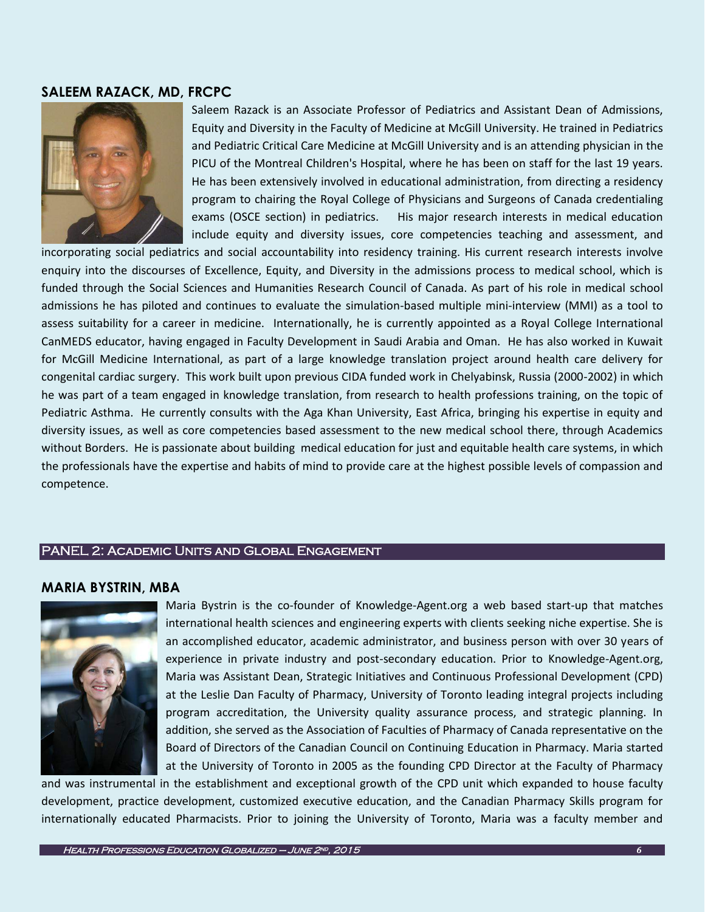### SALEEM RAZACK, MD, FRCPC

Saleem Razack is an Associate Professor of Pediatrics and Assistant Dean of Admissions, Equity and Diversity in the Faculty of Medicine at McGill University. He trained in Pediatrics and Pediatric Critical Care Medicine at McGill University and is an attending physician in the PICU of the Montreal Children's Hospital, where he has been on staff for the last 19 years. He has been extensively involved in educational administration, from directing a residency program to chairing the Royal College of Physicians and Surgeons of Canada credentialing exams (OSCE section) in pediatrics. His major research interests in medical education include equity and diversity issues, core competencies teaching and assessment, and incorporating social pediatrics and social accountability into residency training. His current research interests involve enquiry into the discourses of Excellence, Equity, and Diversity in the admissions process to medical school, which is funded through the Social Sciences and Humanities Research Council of Canada. As part of his role in medical school admissions he has piloted and continues to evaluate the simulation-based multiple mini-interview (MMI) as a tool to assess suitability for a career in medicine. Internationally, he is currently appointed as a Royal College International CanMEDS educator, having engaged in Faculty Development in Saudi Arabia and Oman. He has also worked in Kuwait for McGill Medicine International, as part of a large knowledge translation project around health care delivery for congenital cardiac surgery. This work built upon previous CIDA funded work in Chelyabinsk, Russia (2000-2002) in which he was part of a team engaged in knowledge translation, from research to health professions training, on the topic of Pediatric Asthma. He currently consults with the Aga Khan University, East Africa, bringing his expertise in equity and diversity issues, as well as core competencies based assessment to the new medical school there, through Academics without Borders. He is passionate about building medical education for just and equitable health care systems, in which the professionals have the expertise and habits of mind to provide care at the highest possible levels of compassion and competence.

## PANEL 2: ACADEMIC UNITS AND GLOBAL ENGAGEMENT

### MARIA BYSTRIN, MBA

Maria Bystrin is the co-founder of Knowledge-Agent.org a web based start-up that matches international health sciences and engineering experts with clients seeking niche expertise. She is an accomplished educator, academic administrator, and business person with over 30 years of experience in private industry and post-secondary education. Prior to Knowledge-Agent.org, Maria was Assistant Dean, Strategic Initiatives and Continuous Professional Development (CPD) at the Leslie Dan Faculty of Pharmacy, University of Toronto leading integral projects including program accreditation, the University quality assurance process, and strategic planning. In addition, she served as the Association of Faculties of Pharmacy of Canada representative on the Board of Directors of the Canadian Council on Continuing Education in Pharmacy. Maria started at the University of Toronto in 2005 as the founding CPD Director at the Faculty of Pharmacy and was instrumental in the establishment and exceptional growth of the CPD unit which expanded to house faculty development, practice development, customized executive education, and the Canadian Pharmacy Skills program for internationally educated Pharmacists. Prior to joining the University of Toronto, Maria was a faculty member and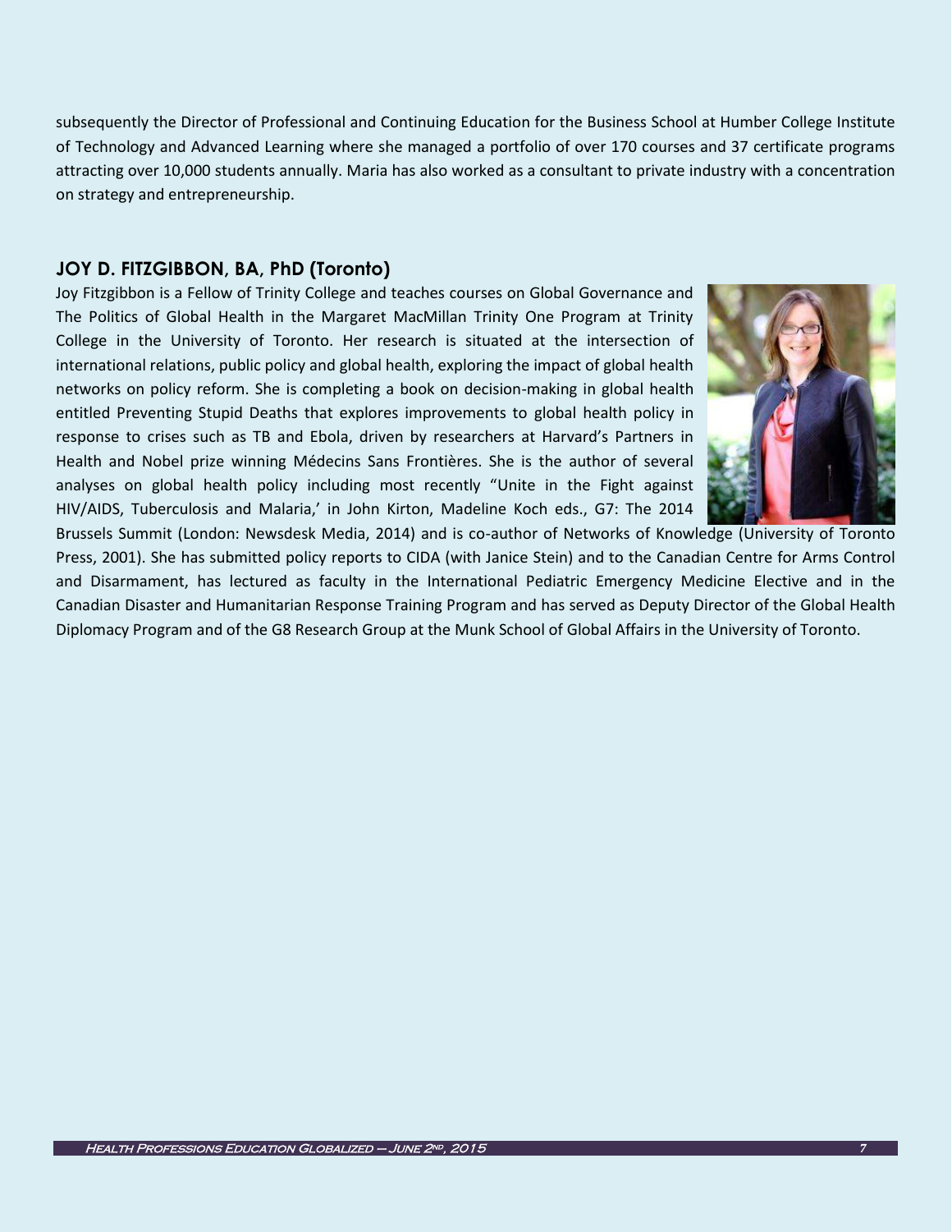subsequently the Director of Professional and Continuing Education for the Business School at Humber College Institute of Technology and Advanced Learning where she managed a portfolio of over 170 courses and 37 certificate programs attracting over 10,000 students annually. Maria has also worked as a consultant to private industry with a concentration on strategy and entrepreneurship.

## JOY D. FITZGIBBON, BA, PhD (Toronto)

Joy Fitzgibbon is a Fellow of Trinity College and teaches courses on Global Governance and The Politics of Global Health in the Margaret MacMillan Trinity One Program at Trinity College in the University of Toronto. Her research is situated at the intersection of international relations, public policy and global health, exploring the impact of global health networks on policy reform. She is completing a book on decision-making in global health entitled Preventing Stupid Deaths that explores improvements to global health policy in response to crises such as TB and Ebola, driven by researchers at Harvard's Partners in Health and Nobel prize winning Médecins Sans Frontières. She is the author of several analyses on global health policy including most recently "Unite in the Fight against HIV/AIDS, Tuberculosis and Malaria,' in John Kirton, Madeline Koch eds., G7: The 2014 Brussels Summit (London: Newsdesk Media, 2014) and is co-author of Networks of Knowledge (University of Toronto Press, 2001). She has submitted policy reports to CIDA (with Janice Stein) and to the Canadian Centre for Arms Control and Disarmament, has lectured as faculty in the International Pediatric Emergency Medicine Elective and in the Canadian Disaster and Humanitarian Response Training Program and has served as Deputy Director of the Global Health Diplomacy Program and of the G8 Research Group at the Munk School of Global Affairs in the University of Toronto.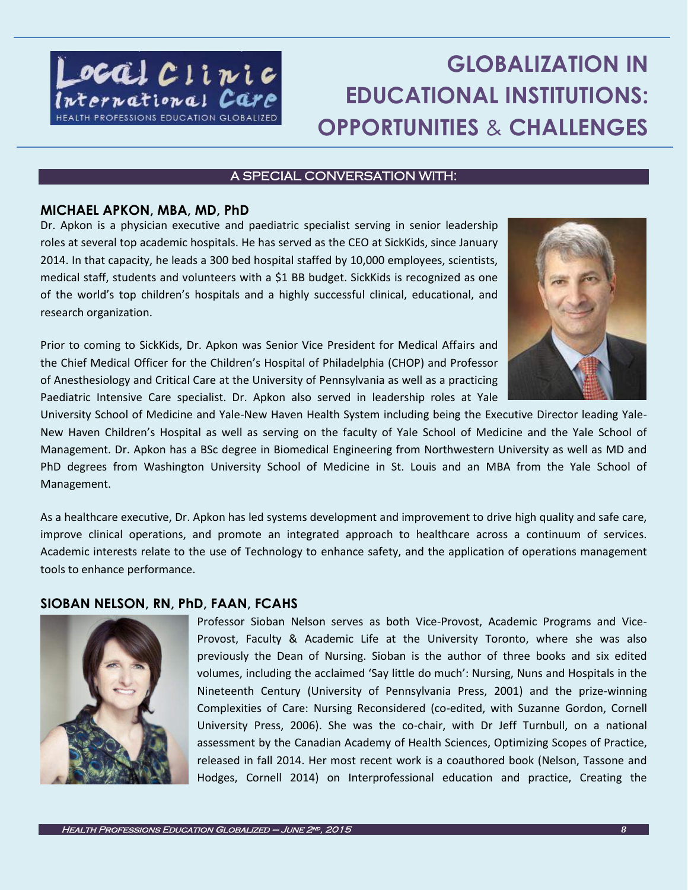# GLOBALIZATION IN EDUCATIONAL INSTITUTIONS: OPPORTUNITIES & CHALLENGES

A SPECIAL CONVERSATION WITH:

### MICHAEL APKON, MBA, MD, PhD

Dr. Apkon is a physician executive and paediatric specialist serving in senior leadership roles at several top academic hospitals. He has served as the CEO at SickKids, since January 2014. In that capacity, he leads a 300 bed hospital staffed by 10,000 employees, scientists, medical staff, students and volunteers with a $1 BB budget. SickKids is recognized as one of the world's top children's hospitals and a highly successful clinical, educational, and research organization.

Prior to coming to SickKids, Dr. Apkon was Senior Vice President for Medical Affairs and the Chief Medical Officer for the Children's Hospital of Philadelphia (CHOP) and Professor of Anesthesiology and Critical Care at the University of Pennsylvania as well as a practicing Paediatric Intensive Care specialist. Dr. Apkon also served in leadership roles at Yale University School of Medicine and Yale-New Haven Health System including being the Executive Director leading Yale-New Haven Children's Hospital as well as serving on the faculty of Yale School of Medicine and the Yale School of Management. Dr. Apkon has a BSc degree in Biomedical Engineering from Northwestern University as well as MD and PhD degrees from Washington University School of Medicine in St. Louis and an MBA from the Yale School of Management.

As a healthcare executive, Dr. Apkon has led systems development and improvement to drive high quality and safe care, improve clinical operations, and promote an integrated approach to healthcare across a continuum of services. Academic interests relate to the use of Technology to enhance safety, and the application of operations management tools to enhance performance.

### SIOBAN NELSON, RN, PhD, FAAN, FCAHS

Professor Sioban Nelson serves as both Vice-Provost, Academic Programs and Vice-Provost, Faculty & Academic Life at the University Toronto, where she was also previously the Dean of Nursing. Sioban is the author of three books and six edited volumes, including the acclaimed 'Say little do much': Nursing, Nuns and Hospitals in the Nineteenth Century (University of Pennsylvania Press, 2001) and the prize-winning Complexities of Care: Nursing Reconsidered (co-edited, with Suzanne Gordon, Cornell University Press, 2006). She was the co-chair, with Dr Jeff Turnbull, on a national assessment by the Canadian Academy of Health Sciences, Optimizing Scopes of Practice, released in fall 2014. Her most recent work is a coauthored book (Nelson, Tassone and Hodges, Cornell 2014) on Interprofessional education and practice, Creating the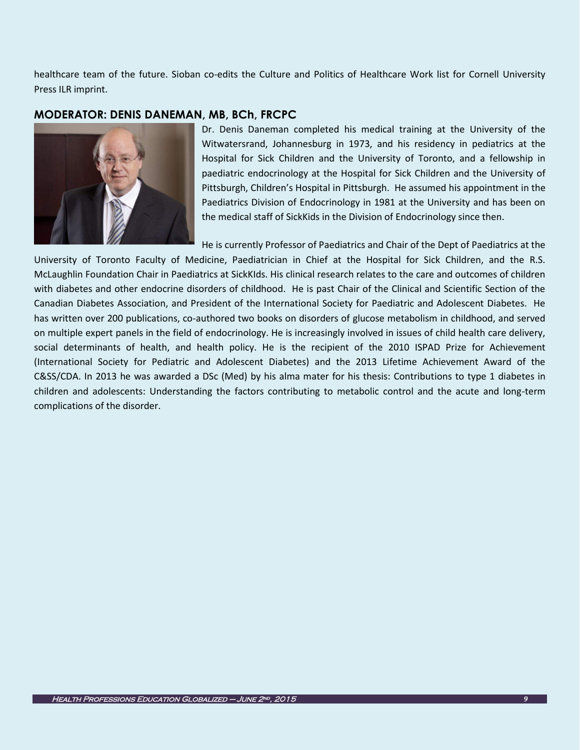healthcare team of the future. Sioban co-edits the Culture and Politics of Healthcare Work list for Cornell University Press ILR imprint.

## MODERATOR: DENIS DANEMAN, MB, BCh, FRCPC

Dr. Denis Daneman completed his medical training at the University of the Witwatersrand, Johannesburg in 1973, and his residency in pediatrics at the Hospital for Sick Children and the University of Toronto, and a fellowship in paediatric endocrinology at the Hospital for Sick Children and the University of Pittsburgh, Children's Hospital in Pittsburgh. He assumed his appointment in the Paediatrics Division of Endocrinology in 1981 at the University and has been on the medical staff of SickKids in the Division of Endocrinology since then.

He is currently Professor of Paediatrics and Chair of the Dept of Paediatrics at the University of Toronto Faculty of Medicine, Paediatrician in Chief at the Hospital for Sick Children, and the R.S. McLaughlin Foundation Chair in Paediatrics at SickKIds. His clinical research relates to the care and outcomes of children with diabetes and other endocrine disorders of childhood. He is past Chair of the Clinical and Scientific Section of the Canadian Diabetes Association, and President of the International Society for Paediatric and Adolescent Diabetes. He has written over 200 publications, co-authored two books on disorders of glucose metabolism in childhood, and served on multiple expert panels in the field of endocrinology. He is increasingly involved in issues of child health care delivery, social determinants of health, and health policy. He is the recipient of the 2010 ISPAD Prize for Achievement (International Society for Pediatric and Adolescent Diabetes) and the 2013 Lifetime Achievement Award of the C&SS/CDA. In 2013 he was awarded a DSc (Med) by his alma mater for his thesis: Contributions to type 1 diabetes in children and adolescents: Understanding the factors contributing to metabolic control and the acute and long-term complications of the disorder.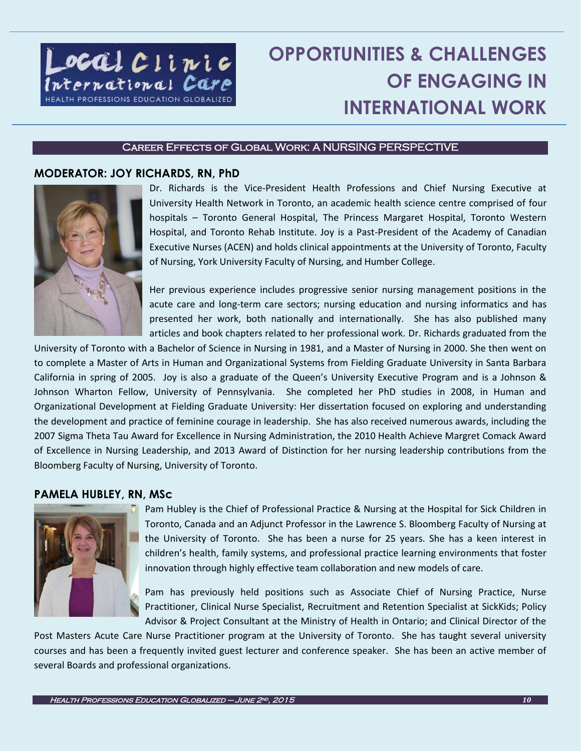# OPPORTUNITIES & CHALLENGES OF ENGAGING IN INTERNATIONAL WORK

## Career Effects of Global Work: A NURSING PERSPECTIVE

### MODERATOR: JOY RICHARDS, RN, PhD

Dr. Richards is the Vice-President Health Professions and Chief Nursing Executive at University Health Network in Toronto, an academic health science centre comprised of four hospitals – Toronto General Hospital, The Princess Margaret Hospital, Toronto Western Hospital, and Toronto Rehab Institute. Joy is a Past-President of the Academy of Canadian Executive Nurses (ACEN) and holds clinical appointments at the University of Toronto, Faculty of Nursing, York University Faculty of Nursing, and Humber College.

Her previous experience includes progressive senior nursing management positions in the acute care and long-term care sectors; nursing education and nursing informatics and has presented her work, both nationally and internationally. She has also published many articles and book chapters related to her professional work. Dr. Richards graduated from the University of Toronto with a Bachelor of Science in Nursing in 1981, and a Master of Nursing in 2000. She then went on to complete a Master of Arts in Human and Organizational Systems from Fielding Graduate University in Santa Barbara California in spring of 2005. Joy is also a graduate of the Queen's University Executive Program and is a Johnson & Johnson Wharton Fellow, University of Pennsylvania. She completed her PhD studies in 2008, in Human and Organizational Development at Fielding Graduate University: Her dissertation focused on exploring and understanding the development and practice of feminine courage in leadership. She has also received numerous awards, including the 2007 Sigma Theta Tau Award for Excellence in Nursing Administration, the 2010 Health Achieve Margret Comack Award of Excellence in Nursing Leadership, and 2013 Award of Distinction for her nursing leadership contributions from the Bloomberg Faculty of Nursing, University of Toronto.

### PAMELA HUBLEY, RN, MSc

Pam Hubley is the Chief of Professional Practice & Nursing at the Hospital for Sick Children in Toronto, Canada and an Adjunct Professor in the Lawrence S. Bloomberg Faculty of Nursing at the University of Toronto. She has been a nurse for 25 years. She has a keen interest in children's health, family systems, and professional practice learning environments that foster innovation through highly effective team collaboration and new models of care.

Pam has previously held positions such as Associate Chief of Nursing Practice, Nurse Practitioner, Clinical Nurse Specialist, Recruitment and Retention Specialist at SickKids; Policy Advisor & Project Consultant at the Ministry of Health in Ontario; and Clinical Director of the Post Masters Acute Care Nurse Practitioner program at the University of Toronto. She has taught several university courses and has been a frequently invited guest lecturer and conference speaker. She has been an active member of several Boards and professional organizations.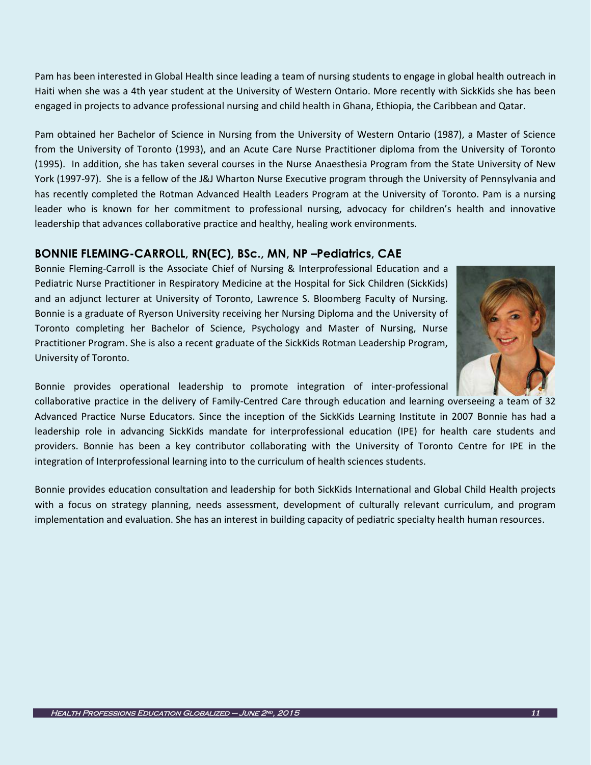Pam has been interested in Global Health since leading a team of nursing students to engage in global health outreach in Haiti when she was a 4th year student at the University of Western Ontario. More recently with SickKids she has been engaged in projects to advance professional nursing and child health in Ghana, Ethiopia, the Caribbean and Qatar.

Pam obtained her Bachelor of Science in Nursing from the University of Western Ontario (1987), a Master of Science from the University of Toronto (1993), and an Acute Care Nurse Practitioner diploma from the University of Toronto (1995). In addition, she has taken several courses in the Nurse Anaesthesia Program from the State University of New York (1997-97). She is a fellow of the J&J Wharton Nurse Executive program through the University of Pennsylvania and has recently completed the Rotman Advanced Health Leaders Program at the University of Toronto. Pam is a nursing leader who is known for her commitment to professional nursing, advocacy for children's health and innovative leadership that advances collaborative practice and healthy, healing work environments.

### BONNIE FLEMING-CARROLL, RN(EC), BSc., MN, NP –Pediatrics, CAE

Bonnie Fleming-Carroll is the Associate Chief of Nursing & Interprofessional Education and a Pediatric Nurse Practitioner in Respiratory Medicine at the Hospital for Sick Children (SickKids) and an adjunct lecturer at University of Toronto, Lawrence S. Bloomberg Faculty of Nursing. Bonnie is a graduate of Ryerson University receiving her Nursing Diploma and the University of Toronto completing her Bachelor of Science, Psychology and Master of Nursing, Nurse Practitioner Program. She is also a recent graduate of the SickKids Rotman Leadership Program, University of Toronto.

Bonnie provides operational leadership to promote integration of inter-professional collaborative practice in the delivery of Family-Centred Care through education and learning overseeing a team of 32 Advanced Practice Nurse Educators. Since the inception of the SickKids Learning Institute in 2007 Bonnie has had a leadership role in advancing SickKids mandate for interprofessional education (IPE) for health care students and providers. Bonnie has been a key contributor collaborating with the University of Toronto Centre for IPE in the integration of Interprofessional learning into to the curriculum of health sciences students.

Bonnie provides education consultation and leadership for both SickKids International and Global Child Health projects with a focus on strategy planning, needs assessment, development of culturally relevant curriculum, and program implementation and evaluation. She has an interest in building capacity of pediatric specialty health human resources.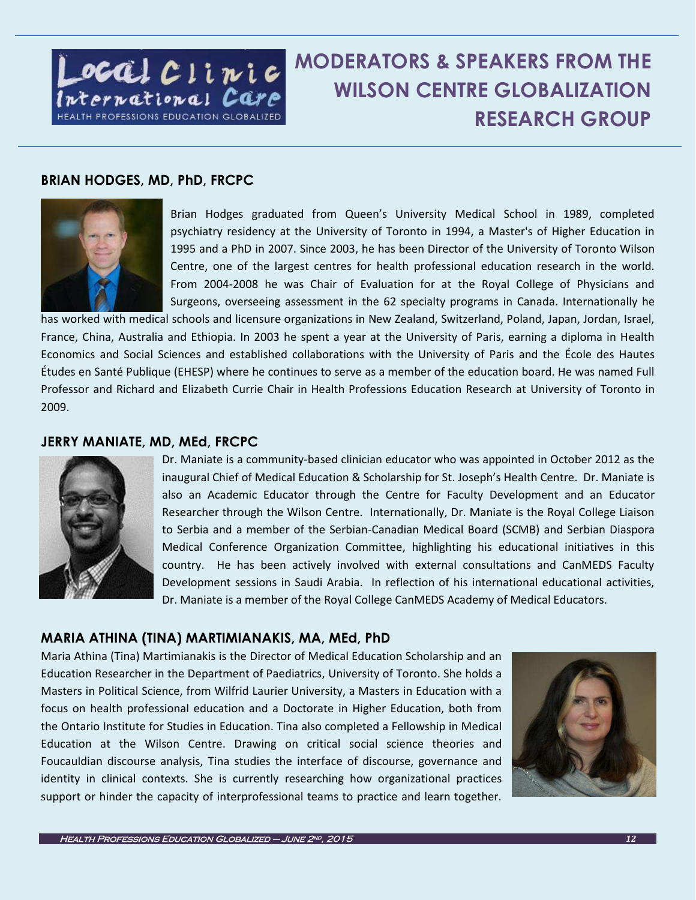# MODERATORS & SPEAKERS FROM THE WILSON CENTRE GLOBALIZATION RESEARCH GROUP

## BRIAN HODGES, MD, PhD, FRCPC

Brian Hodges graduated from Queen's University Medical School in 1989, completed psychiatry residency at the University of Toronto in 1994, a Master's of Higher Education in 1995 and a PhD in 2007. Since 2003, he has been Director of the University of Toronto Wilson Centre, one of the largest centres for health professional education research in the world. From 2004-2008 he was Chair of Evaluation for at the Royal College of Physicians and Surgeons, overseeing assessment in the 62 specialty programs in Canada. Internationally he has worked with medical schools and licensure organizations in New Zealand, Switzerland, Poland, Japan, Jordan, Israel, France, China, Australia and Ethiopia. In 2003 he spent a year at the University of Paris, earning a diploma in Health Economics and Social Sciences and established collaborations with the University of Paris and the École des Hautes Études en Santé Publique (EHESP) where he continues to serve as a member of the education board. He was named Full Professor and Richard and Elizabeth Currie Chair in Health Professions Education Research at University of Toronto in 2009.

## JERRY MANIATE, MD, MEd, FRCPC

Dr. Maniate is a community-based clinician educator who was appointed in October 2012 as the inaugural Chief of Medical Education & Scholarship for St. Joseph's Health Centre. Dr. Maniate is also an Academic Educator through the Centre for Faculty Development and an Educator Researcher through the Wilson Centre. Internationally, Dr. Maniate is the Royal College Liaison to Serbia and a member of the Serbian-Canadian Medical Board (SCMB) and Serbian Diaspora Medical Conference Organization Committee, highlighting his educational initiatives in this country. He has been actively involved with external consultations and CanMEDS Faculty Development sessions in Saudi Arabia. In reflection of his international educational activities, Dr. Maniate is a member of the Royal College CanMEDS Academy of Medical Educators.

## MARIA ATHINA (TINA) MARTIMIANAKIS, MA, MEd, PhD

Maria Athina (Tina) Martimianakis is the Director of Medical Education Scholarship and an Education Researcher in the Department of Paediatrics, University of Toronto. She holds a Masters in Political Science, from Wilfrid Laurier University, a Masters in Education with a focus on health professional education and a Doctorate in Higher Education, both from the Ontario Institute for Studies in Education. Tina also completed a Fellowship in Medical Education at the Wilson Centre. Drawing on critical social science theories and Foucauldian discourse analysis, Tina studies the interface of discourse, governance and identity in clinical contexts. She is currently researching how organizational practices support or hinder the capacity of interprofessional teams to practice and learn together.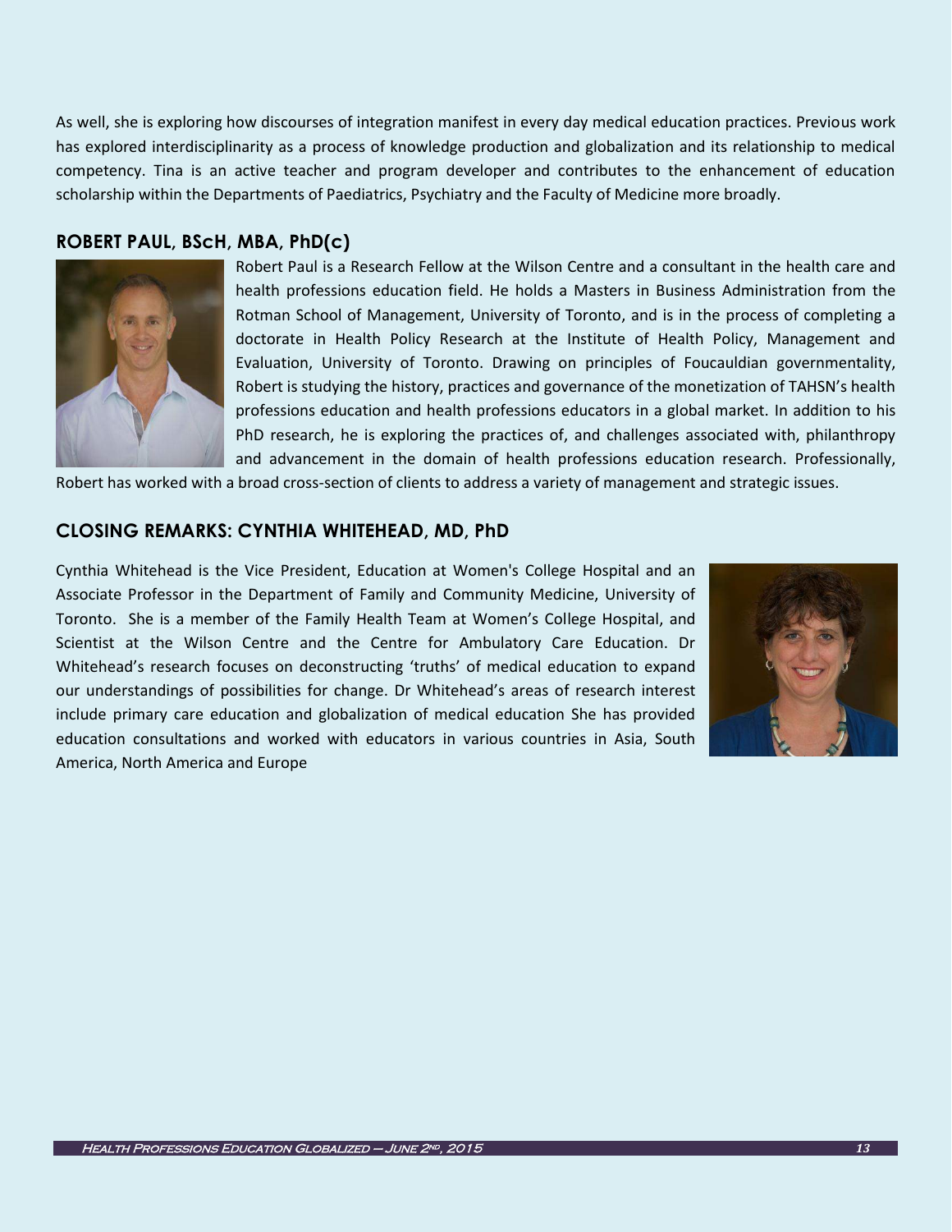As well, she is exploring how discourses of integration manifest in every day medical education practices. Previous work has explored interdisciplinarity as a process of knowledge production and globalization and its relationship to medical competency. Tina is an active teacher and program developer and contributes to the enhancement of education scholarship within the Departments of Paediatrics, Psychiatry and the Faculty of Medicine more broadly.

## ROBERT PAUL, BScH, MBA, PhD(c)

Robert Paul is a Research Fellow at the Wilson Centre and a consultant in the health care and health professions education field. He holds a Masters in Business Administration from the Rotman School of Management, University of Toronto, and is in the process of completing a doctorate in Health Policy Research at the Institute of Health Policy, Management and Evaluation, University of Toronto. Drawing on principles of Foucauldian governmentality, Robert is studying the history, practices and governance of the monetization of TAHSN's health professions education and health professions educators in a global market. In addition to his PhD research, he is exploring the practices of, and challenges associated with, philanthropy and advancement in the domain of health professions education research. Professionally, Robert has worked with a broad cross-section of clients to address a variety of management and strategic issues.

## CLOSING REMARKS: CYNTHIA WHITEHEAD, MD, PhD

Cynthia Whitehead is the Vice President, Education at Women's College Hospital and an Associate Professor in the Department of Family and Community Medicine, University of Toronto. She is a member of the Family Health Team at Women's College Hospital, and Scientist at the Wilson Centre and the Centre for Ambulatory Care Education. Dr Whitehead's research focuses on deconstructing 'truths' of medical education to expand our understandings of possibilities for change. Dr Whitehead's areas of research interest include primary care education and globalization of medical education She has provided education consultations and worked with educators in various countries in Asia, South America, North America and Europe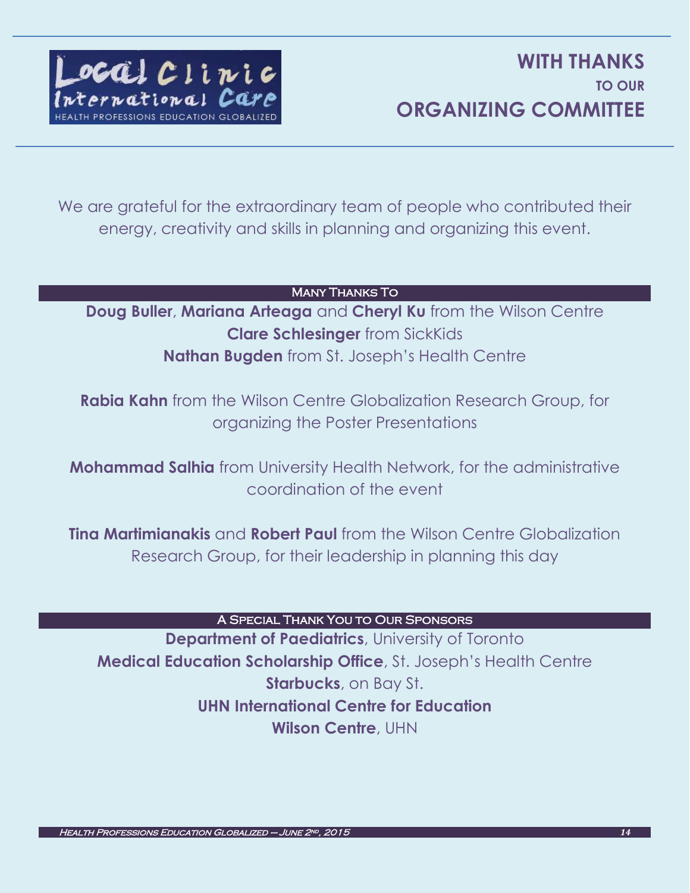Local Clinic International Care
HEALTH PROFESSIONS EDUCATION GLOBALIZED

# WITH THANKS TO OUR ORGANIZING COMMITTEE

We are grateful for the extraordinary team of people who contributed their energy, creativity and skills in planning and organizing this event.

## Many Thanks To

**Doug Buller**, **Mariana Arteaga** and **Cheryl Ku** from the Wilson Centre
**Clare Schlesinger** from SickKids
**Nathan Bugden** from St. Joseph's Health Centre

**Rabia Kahn** from the Wilson Centre Globalization Research Group, for organizing the Poster Presentations

**Mohammad Salhia** from University Health Network, for the administrative coordination of the event

**Tina Martimianakis** and **Robert Paul** from the Wilson Centre Globalization Research Group, for their leadership in planning this day

## A Special Thank You to Our Sponsors

**Department of Paediatrics**, University of Toronto
**Medical Education Scholarship Office**, St. Joseph's Health Centre
**Starbucks**, on Bay St.
**UHN International Centre for Education**
**Wilson Centre**, UHN